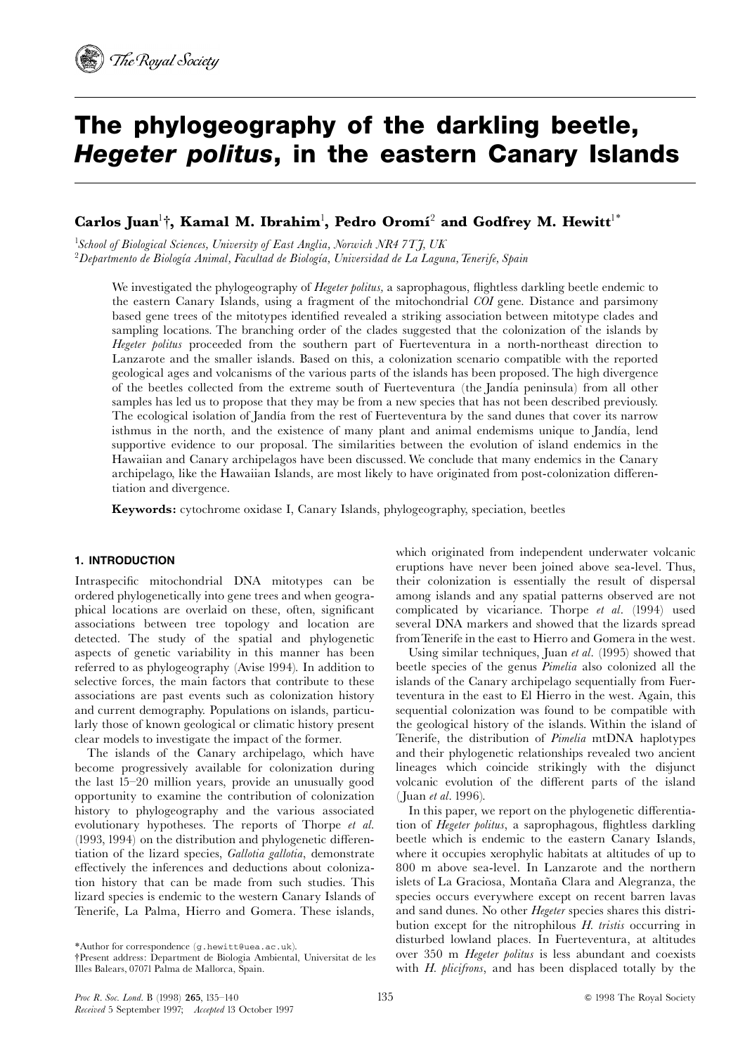# The phylogeography of the darkling beetle, *Hegeter politus*, in the eastern Canary Islands

**Carlos Juan[1]†, Kamal M. Ibrahim[1], Pedro Oromí[2] and Godfrey M. Hewitt[1]***

[1]*School of Biological Sciences, University of East Anglia, Norwich NR4 7TJ, UK*
[2]*Departmento de Biología Animal, Facultad de Biología, Universidad de La Laguna, Tenerife, Spain*

We investigated the phylogeography of *Hegeter politus*, a saprophagous, flightless darkling beetle endemic to the eastern Canary Islands, using a fragment of the mitochondrial *COI* gene. Distance and parsimony based gene trees of the mitotypes identified revealed a striking association between mitotype clades and sampling locations. The branching order of the clades suggested that the colonization of the islands by *Hegeter politus* proceeded from the southern part of Fuerteventura in a north-northeast direction to Lanzarote and the smaller islands. Based on this, a colonization scenario compatible with the reported geological ages and volcanisms of the various parts of the islands has been proposed. The high divergence of the beetles collected from the extreme south of Fuerteventura (the Jandía peninsula) from all other samples has led us to propose that they may be from a new species that has not been described previously. The ecological isolation of Jandía from the rest of Fuerteventura by the sand dunes that cover its narrow isthmus in the north, and the existence of many plant and animal endemisms unique to Jandía, lend supportive evidence to our proposal. The similarities between the evolution of island endemics in the Hawaiian and Canary archipelagos have been discussed. We conclude that many endemics in the Canary archipelago, like the Hawaiian Islands, are most likely to have originated from post-colonization differentiation and divergence.

**Keywords:** cytochrome oxidase I, Canary Islands, phylogeography, speciation, beetles

## 1. INTRODUCTION

Intraspecific mitochondrial DNA mitotypes can be ordered phylogenetically into gene trees and when geographical locations are overlaid on these, often, significant associations between tree topology and location are detected. The study of the spatial and phylogenetic aspects of genetic variability in this manner has been referred to as phylogeography (Avise 1994). In addition to selective forces, the main factors that contribute to these associations are past events such as colonization history and current demography. Populations on islands, particularly those of known geological or climatic history present clear models to investigate the impact of the former.

The islands of the Canary archipelago, which have become progressively available for colonization during the last 15–20 million years, provide an unusually good opportunity to examine the contribution of colonization history to phylogeography and the various associated evolutionary hypotheses. The reports of Thorpe *et al.* (1993, 1994) on the distribution and phylogenetic differentiation of the lizard species, *Gallotia gallotia*, demonstrate effectively the inferences and deductions about colonization history that can be made from such studies. This lizard species is endemic to the western Canary Islands of Tenerife, La Palma, Hierro and Gomera. These islands, which originated from independent underwater volcanic eruptions have never been joined above sea-level. Thus, their colonization is essentially the result of dispersal among islands and any spatial patterns observed are not complicated by vicariance. Thorpe *et al.* (1994) used several DNA markers and showed that the lizards spread from Tenerife in the east to Hierro and Gomera in the west.

Using similar techniques, Juan *et al.* (1995) showed that beetle species of the genus *Pimelia* also colonized all the islands of the Canary archipelago sequentially from Fuerteventura in the east to El Hierro in the west. Again, this sequential colonization was found to be compatible with the geological history of the islands. Within the island of Tenerife, the distribution of *Pimelia* mtDNA haplotypes and their phylogenetic relationships revealed two ancient lineages which coincide strikingly with the disjunct volcanic evolution of the different parts of the island (Juan *et al.* 1996).

In this paper, we report on the phylogenetic differentiation of *Hegeter politus*, a saprophagous, flightless darkling beetle which is endemic to the eastern Canary Islands, where it occupies xerophylic habitats at altitudes of up to 800 m above sea-level. In Lanzarote and the northern islets of La Graciosa, Montaña Clara and Alegranza, the species occurs everywhere except on recent barren lavas and sand dunes. No other *Hegeter* species shares this distribution except for the nitrophilous *H. tristis* occurring in disturbed lowland places. In Fuerteventura, at altitudes over 350 m *Hegeter politus* is less abundant and coexists with *H. plicifrons*, and has been displaced totally by the

*Author for correspondence (g.hewitt@uea.ac.uk).
†Present address: Department de Biologia Ambiental, Universitat de les Illes Balears, 07071 Palma de Mallorca, Spain.

*Received* 5 September 1997; *Accepted* 13 October 1997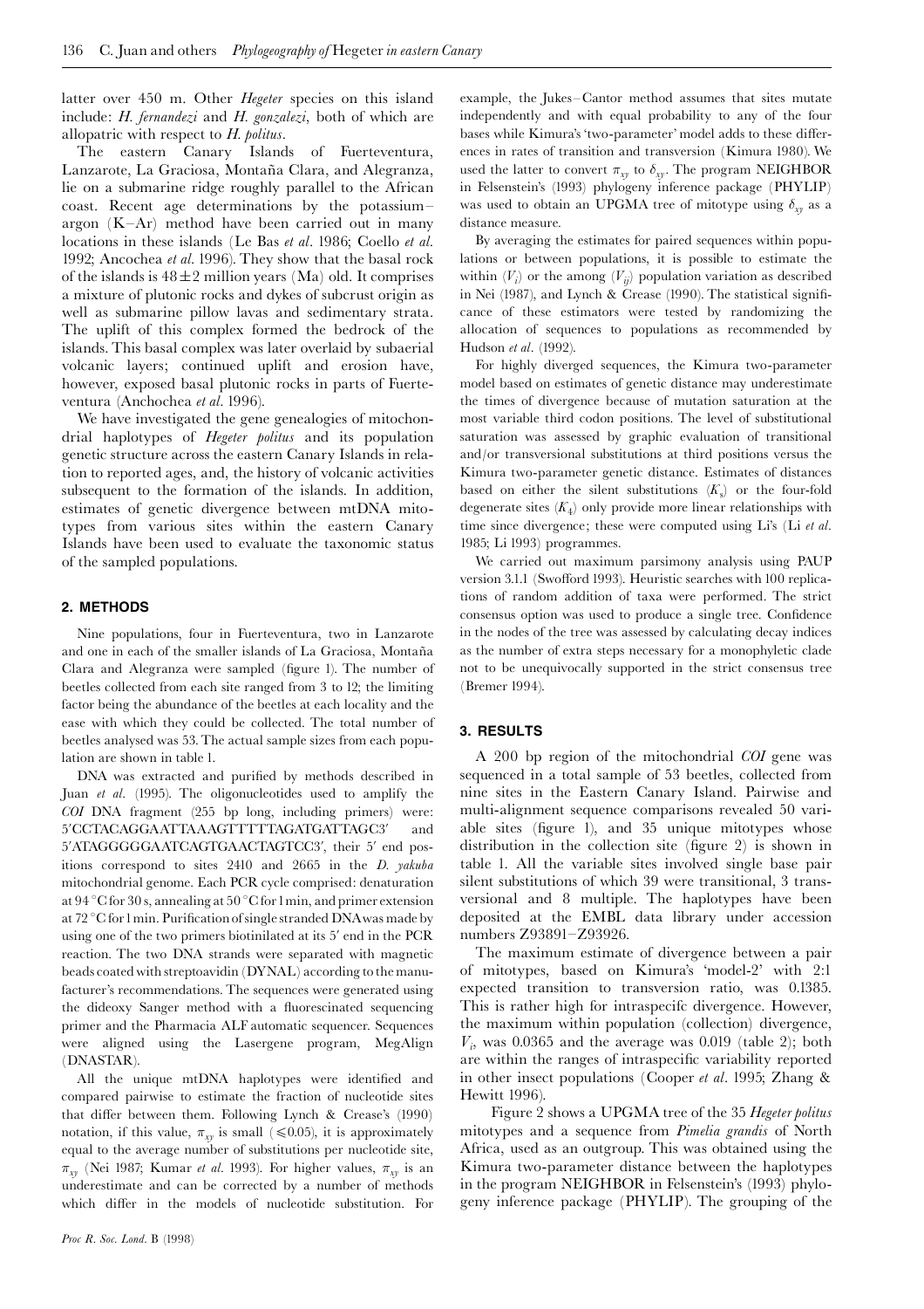latter over 450 m. Other *Hegeter* species on this island include: *H. fernandezi* and *H. gonzalezi*, both of which are allopatric with respect to *H. politus*.

The eastern Canary Islands of Fuerteventura, Lanzarote, La Graciosa, Montaña Clara, and Alegranza, lie on a submarine ridge roughly parallel to the African coast. Recent age determinations by the potassium–argon (K–Ar) method have been carried out in many locations in these islands (Le Bas *et al*. 1986; Coello *et al.* 1992; Ancochea *et al.* 1996). They show that the basal rock of the islands is $48 \pm 2$ million years (Ma) old. It comprises a mixture of plutonic rocks and dykes of subcrust origin as well as submarine pillow lavas and sedimentary strata. The uplift of this complex formed the bedrock of the islands. This basal complex was later overlaid by subaerial volcanic layers; continued uplift and erosion have, however, exposed basal plutonic rocks in parts of Fuerteventura (Anchochea *et al.* 1996).

We have investigated the gene genealogies of mitochondrial haplotypes of *Hegeter politus* and its population genetic structure across the eastern Canary Islands in relation to reported ages, and, the history of volcanic activities subsequent to the formation of the islands. In addition, estimates of genetic divergence between mtDNA mitotypes from various sites within the eastern Canary Islands have been used to evaluate the taxonomic status of the sampled populations.

## 2. METHODS

Nine populations, four in Fuerteventura, two in Lanzarote and one in each of the smaller islands of La Graciosa, Montaña Clara and Alegranza were sampled (figure 1). The number of beetles collected from each site ranged from 3 to 12; the limiting factor being the abundance of the beetles at each locality and the ease with which they could be collected. The total number of beetles analysed was 53. The actual sample sizes from each population are shown in table 1.

DNA was extracted and purified by methods described in Juan *et al.* (1995). The oligonucleotides used to amplify the *COI* DNA fragment (255 bp long, including primers) were: 5′CCTACAGGAATTAAAGTTTTTAGATGATTAGC3′ and 5′ATAGGGGGAATCAGTGAACTAGTCC3′, their 5′ end positions correspond to sites 2410 and 2665 in the *D. yakuba* mitochondrial genome. Each PCR cycle comprised: denaturation at 94 °C for 30 s, annealing at 50 °C for 1 min, and primer extension at 72 °C for 1 min. Purification of single stranded DNA was made by using one of the two primers biotinilated at its 5′ end in the PCR reaction. The two DNA strands were separated with magnetic beads coated with streptoavidin (DYNAL) according to the manufacturer's recommendations. The sequences were generated using the dideoxy Sanger method with a fluorescinated sequencing primer and the Pharmacia ALF automatic sequencer. Sequences were aligned using the Lasergene program, MegAlign (DNASTAR).

All the unique mtDNA haplotypes were identified and compared pairwise to estimate the fraction of nucleotide sites that differ between them. Following Lynch & Crease's (1990) notation, if this value, $\pi_{xy}$ is small ($\leqslant 0.05$), it is approximately equal to the average number of substitutions per nucleotide site, $\pi_{xy}$ (Nei 1987; Kumar *et al.* 1993). For higher values, $\pi_{xy}$ is an underestimate and can be corrected by a number of methods which differ in the models of nucleotide substitution. For example, the Jukes–Cantor method assumes that sites mutate independently and with equal probability to any of the four bases while Kimura's 'two-parameter' model adds to these differences in rates of transition and transversion (Kimura 1980). We used the latter to convert $\pi_{xy}$ to $\delta_{xy}$. The program NEIGHBOR in Felsenstein's (1993) phylogeny inference package (PHYLIP) was used to obtain an UPGMA tree of mitotype using $\delta_{xy}$ as a distance measure.

By averaging the estimates for paired sequences within populations or between populations, it is possible to estimate the within ($V_i$) or the among ($V_{ij}$) population variation as described in Nei (1987), and Lynch & Crease (1990). The statistical significance of these estimators were tested by randomizing the allocation of sequences to populations as recommended by Hudson *et al*. (1992).

For highly diverged sequences, the Kimura two-parameter model based on estimates of genetic distance may underestimate the times of divergence because of mutation saturation at the most variable third codon positions. The level of substitutional saturation was assessed by graphic evaluation of transitional and/or transversional substitutions at third positions versus the Kimura two-parameter genetic distance. Estimates of distances based on either the silent substitutions ($K_s$) or the four-fold degenerate sites ($K_4$) only provide more linear relationships with time since divergence; these were computed using Li's (Li *et al.* 1985; Li 1993) programmes.

We carried out maximum parsimony analysis using PAUP version 3.1.1 (Swofford 1993). Heuristic searches with 100 replications of random addition of taxa were performed. The strict consensus option was used to produce a single tree. Confidence in the nodes of the tree was assessed by calculating decay indices as the number of extra steps necessary for a monophyletic clade not to be unequivocally supported in the strict consensus tree (Bremer 1994).

## 3. RESULTS

A 200 bp region of the mitochondrial *COI* gene was sequenced in a total sample of 53 beetles, collected from nine sites in the Eastern Canary Island. Pairwise and multi-alignment sequence comparisons revealed 50 variable sites (figure 1), and 35 unique mitotypes whose distribution in the collection site (figure 2) is shown in table 1. All the variable sites involved single base pair silent substitutions of which 39 were transitional, 3 transversional and 8 multiple. The haplotypes have been deposited at the EMBL data library under accession numbers Z93891–Z93926.

The maximum estimate of divergence between a pair of mitotypes, based on Kimura's 'model-2' with 2:1 expected transition to transversion ratio, was 0.1385. This is rather high for intraspecifc divergence. However, the maximum within population (collection) divergence, $V_i$, was 0.0365 and the average was 0.019 (table 2); both are within the ranges of intraspecific variability reported in other insect populations (Cooper *et al*. 1995; Zhang & Hewitt 1996).

Figure 2 shows a UPGMA tree of the 35 *Hegeter politus* mitotypes and a sequence from *Pimelia grandis* of North Africa, used as an outgroup. This was obtained using the Kimura two-parameter distance between the haplotypes in the program NEIGHBOR in Felsenstein's (1993) phylogeny inference package (PHYLIP). The grouping of the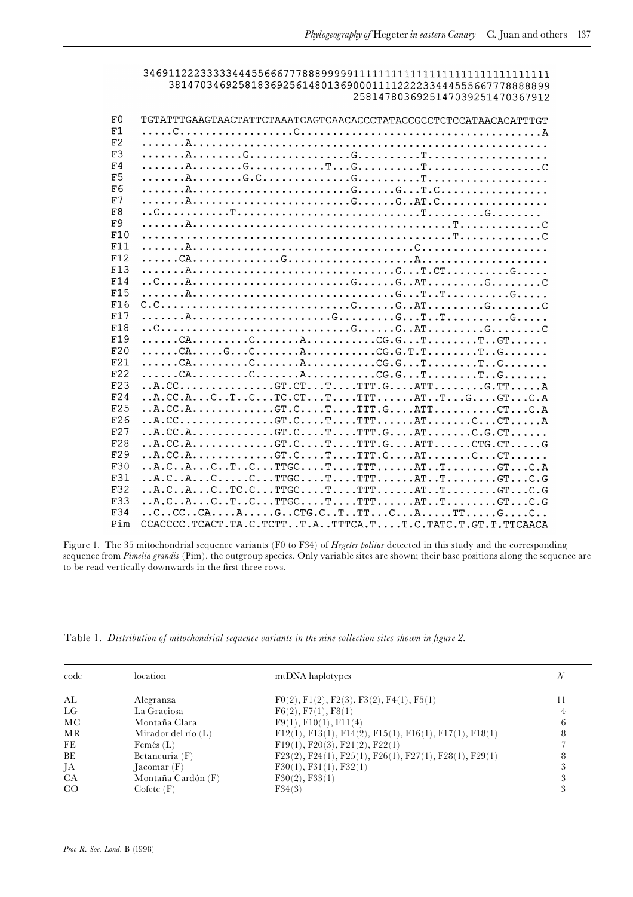```
     34691122233333444556667778889999911111111111111111111111111111
         381470346925818369256148013690001111222233444555667778888899
                                 2581478036925147039251470367912

F0   TGTATTTGAAGTAACTATTCTAAATCAGTCAACACCCTATACCGCCTCTCCATAACACATTTGT
F1   .....C..................C......................................A
F2   .......A.......................................................
F3   .......A........G................G..........T..................
F4   .......A........G............T...G..........T..................C
F5   .......A........G.C..............G..........T..................
F6   .......A..........................G......G...T.C................
F7   .......A..........................G......G..AT.C................
F8   ..C...........T.............................T.........G........
F9   .......A.......................................T.............C
F10  ...............................................T.............C
F11  .......A...................................C....................
F12  ......CA..............G...................A....................
F13  .......A..............................G..T.CT..........G.....
F14  ..C....A..........................G......G..AT.........G........C
F15  .......A..............................G..T..T..........G.....
F16  C.C...............................G......G..AT.........G........C
F17  .......A......................G.........G..T..T..........G.....
F18  ..C...............................G......G..AT.........G........C
F19  ......CA.........C.......A...........CG.G...T........T..GT......
F20  ......CA.....G...C.......A...........CG.G.T.T........T..G.......
F21  ......CA.........C.......A...........CG.G...T........T..G.......
F22  ......CA.........C.......A...........CG.G...T........T..G.......
F23  ..A.CC...............GT.CT...T....TTT.G....ATT........G.TT.....A
F24  ..A.CC.A...C..T..C...TC.CT...T....TTT......AT..T...G....GT...C.A
F25  ..A.CC.A.............GT.C....T....TTT.G....ATT..........CT...C.A
F26  ..A.CC...............GT.C....T....TTT......AT.......C...CT.....A
F27  ..A.CC.A.............GT.C....T....TTT.G....AT.......C.G.CT......
F28  ..A.CC.A.............GT.C....T....TTT.G....ATT......CTG.CT.....G
F29  ..A.CC.A.............GT.C....T....TTT.G....AT.......C...CT......
F30  ..A.C..A...C..T..C...TTGC....T....TTT......AT..T........GT...C.A
F31  ..A.C..A...C.....C...TTGC....T....TTT......AT..T........GT...C.G
F32  ..A.C..A...C..TC.C...TTGC....T....TTT......AT..T........GT...C.G
F33  ..A.C..A...C..T..C...TTGC....T....TTT......AT..T........GT...C.G
F34  ..C..CC..CA....A.....G..CTG.C..T..TT...C...A.....TT.....G....C..
Pim  CCACCCC.TCACT.TA.C.TCTT..T.A..TTTCA.T....T.C.TATC.T.GT.T.TTCAACA
```

Figure 1. The 35 mitochondrial sequence variants (F0 to F34) of *Hegeter politus* detected in this study and the corresponding sequence from *Pimelia grandis* (Pim), the outgroup species. Only variable sites are shown; their base positions along the sequence are to be read vertically downwards in the first three rows.

Table 1. *Distribution of mitochondrial sequence variants in the nine collection sites shown in figure 2.*

| code | location | mtDNA haplotypes | $N$ |
|---|---|---|---|
| AL | Alegranza | F0(2), F1(2), F2(3), F3(2), F4(1), F5(1) | 11 |
| LG | La Graciosa | F6(2), F7(1), F8(1) | 4 |
| MC | Montaña Clara | F9(1), F10(1), F11(4) | 6 |
| MR | Mirador del río (L) | F12(1), F13(1), F14(2), F15(1), F16(1), F17(1), F18(1) | 8 |
| FE | Femés (L) | F19(1), F20(3), F21(2), F22(1) | 7 |
| BE | Betancuria (F) | F23(2), F24(1), F25(1), F26(1), F27(1), F28(1), F29(1) | 8 |
| JA | Jacomar (F) | F30(1), F31(1), F32(1) | 3 |
| CA | Montaña Cardón (F) | F30(2), F33(1) | 3 |
| CO | Cofete (F) | F34(3) | 3 |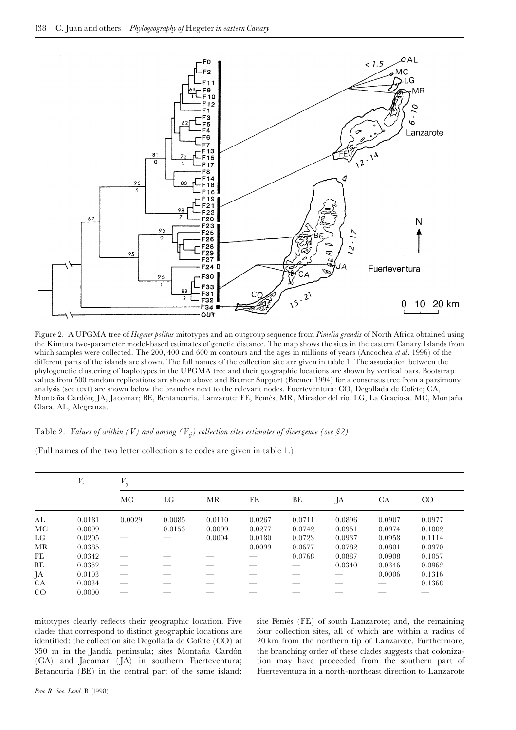Figure 2. A UPGMA tree of *Hegeter politus* mitotypes and an outgroup sequence from *Pimelia grandis* of North Africa obtained using the Kimura two-parameter model-based estimates of genetic distance. The map shows the sites in the eastern Canary Islands from which samples were collected. The 200, 400 and 600 m contours and the ages in millions of years (Ancochea *et al*. 1996) of the different parts of the islands are shown. The full names of the collection site are given in table 1. The association between the phylogenetic clustering of haplotypes in the UPGMA tree and their geographic locations are shown by vertical bars. Bootstrap values from 500 random replications are shown above and Bremer Support (Bremer 1994) for a consensus tree from a parsimony analysis (see text) are shown below the branches next to the relevant nodes. Fuerteventura: CO, Degollada de Cofete; CA, Montaña Cardón; JA, Jacomar; BE, Bentancuria. Lanzarote: FE, Femés; MR, Mirador del río. LG, La Graciosa. MC, Montaña Clara. AL, Alegranza.

Table 2. *Values of within ($V$) and among ($V_{ij}$) collection sites estimates of divergence (see §2)*

(Full names of the two letter collection site codes are given in table 1.)

| | $V_i$ | $V_{ij}$ | | | | | | | |
|---|---|---|---|---|---|---|---|---|---|
| | | MC | LG | MR | FE | BE | JA | CA | CO |
| AL | 0.0181 | 0.0029 | 0.0085 | 0.0110 | 0.0267 | 0.0711 | 0.0896 | 0.0907 | 0.0977 |
| MC | 0.0099 | — | 0.0153 | 0.0099 | 0.0277 | 0.0742 | 0.0951 | 0.0974 | 0.1002 |
| LG | 0.0205 | — | — | 0.0004 | 0.0180 | 0.0723 | 0.0937 | 0.0958 | 0.1114 |
| MR | 0.0385 | — | — | — | 0.0099 | 0.0677 | 0.0782 | 0.0801 | 0.0970 |
| FE | 0.0342 | — | — | — | — | 0.0768 | 0.0887 | 0.0908 | 0.1057 |
| BE | 0.0352 | — | — | — | — | — | 0.0340 | 0.0346 | 0.0962 |
| JA | 0.0103 | — | — | — | — | — | — | 0.0006 | 0.1316 |
| CA | 0.0034 | — | — | — | — | — | — | — | 0.1368 |
| CO | 0.0000 | — | — | — | — | — | — | — | — |

mitotypes clearly reflects their geographic location. Five clades that correspond to distinct geographic locations are identified: the collection site Degollada de Cofete (CO) at 350 m in the Jandía peninsula; sites Montaña Cardón (CA) and Jacomar (JA) in southern Fuerteventura; Betancuria (BE) in the central part of the same island; site Femés (FE) of south Lanzarote; and, the remaining four collection sites, all of which are within a radius of 20 km from the northern tip of Lanzarote. Furthermore, the branching order of these clades suggests that colonization may have proceeded from the southern part of Fuerteventura in a north-northeast direction to Lanzarote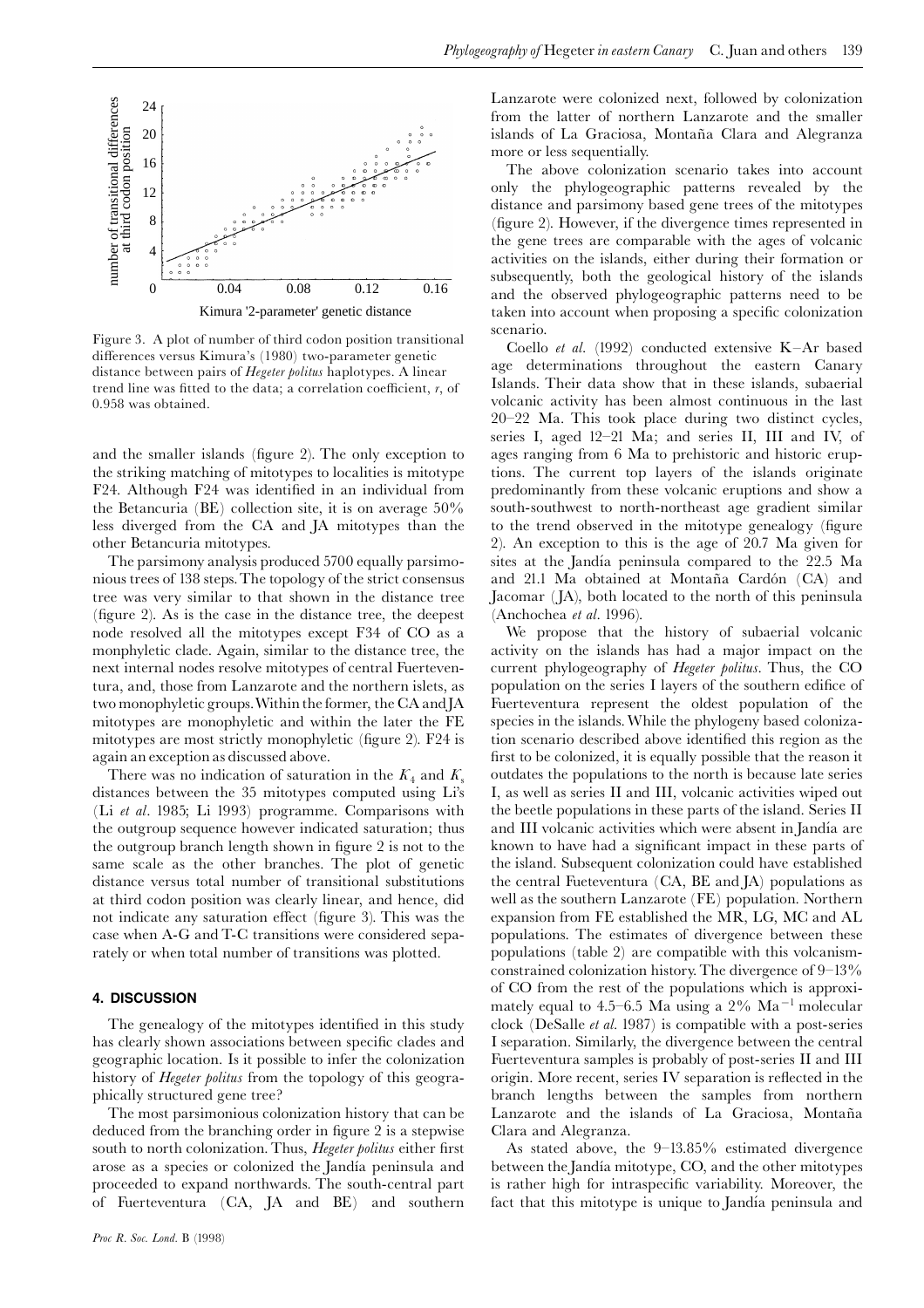Figure 3. A plot of number of third codon position transitional differences versus Kimura's (1980) two-parameter genetic distance between pairs of *Hegeter politus* haplotypes. A linear trend line was fitted to the data; a correlation coefficient, *r*, of 0.958 was obtained.

and the smaller islands (figure 2). The only exception to the striking matching of mitotypes to localities is mitotype F24. Although F24 was identified in an individual from the Betancuria (BE) collection site, it is on average 50% less diverged from the CA and JA mitotypes than the other Betancuria mitotypes.

The parsimony analysis produced 5700 equally parsimonious trees of 138 steps. The topology of the strict consensus tree was very similar to that shown in the distance tree (figure 2). As is the case in the distance tree, the deepest node resolved all the mitotypes except F34 of CO as a monphyletic clade. Again, similar to the distance tree, the next internal nodes resolve mitotypes of central Fuerteventura, and, those from Lanzarote and the northern islets, as two monophyletic groups. Within the former, the CA and JA mitotypes are monophyletic and within the later the FE mitotypes are most strictly monophyletic (figure 2). F24 is again an exception as discussed above.

There was no indication of saturation in the $K_4$ and $K_s$ distances between the 35 mitotypes computed using Li's (Li *et al*. 1985; Li 1993) programme. Comparisons with the outgroup sequence however indicated saturation; thus the outgroup branch length shown in figure 2 is not to the same scale as the other branches. The plot of genetic distance versus total number of transitional substitutions at third codon position was clearly linear, and hence, did not indicate any saturation effect (figure 3). This was the case when A-G and T-C transitions were considered separately or when total number of transitions was plotted.

## 4. DISCUSSION

The genealogy of the mitotypes identified in this study has clearly shown associations between specific clades and geographic location. Is it possible to infer the colonization history of *Hegeter politus* from the topology of this geographically structured gene tree?

The most parsimonious colonization history that can be deduced from the branching order in figure 2 is a stepwise south to north colonization. Thus, *Hegeter politus* either first arose as a species or colonized the Jandía peninsula and proceeded to expand northwards. The south-central part of Fuerteventura (CA, JA and BE) and southern Lanzarote were colonized next, followed by colonization from the latter of northern Lanzarote and the smaller islands of La Graciosa, Montaña Clara and Alegranza more or less sequentially.

The above colonization scenario takes into account only the phylogeographic patterns revealed by the distance and parsimony based gene trees of the mitotypes (figure 2). However, if the divergence times represented in the gene trees are comparable with the ages of volcanic activities on the islands, either during their formation or subsequently, both the geological history of the islands and the observed phylogeographic patterns need to be taken into account when proposing a specific colonization scenario.

Coello *et al*. (1992) conducted extensive K–Ar based age determinations throughout the eastern Canary Islands. Their data show that in these islands, subaerial volcanic activity has been almost continuous in the last 20–22 Ma. This took place during two distinct cycles, series I, aged 12–21 Ma; and series II, III and IV, of ages ranging from 6 Ma to prehistoric and historic eruptions. The current top layers of the islands originate predominantly from these volcanic eruptions and show a south-southwest to north-northeast age gradient similar to the trend observed in the mitotype genealogy (figure 2). An exception to this is the age of 20.7 Ma given for sites at the Jandía peninsula compared to the 22.5 Ma and 21.1 Ma obtained at Montaña Cardón (CA) and Jacomar (JA), both located to the north of this peninsula (Anchochea *et al*. 1996).

We propose that the history of subaerial volcanic activity on the islands has had a major impact on the current phylogeography of *Hegeter politus*. Thus, the CO population on the series I layers of the southern edifice of Fuerteventura represent the oldest population of the species in the islands. While the phylogeny based colonization scenario described above identified this region as the first to be colonized, it is equally possible that the reason it outdates the populations to the north is because late series I, as well as series II and III, volcanic activities wiped out the beetle populations in these parts of the island. Series II and III volcanic activities which were absent in Jandía are known to have had a significant impact in these parts of the island. Subsequent colonization could have established the central Fueteventura (CA, BE and JA) populations as well as the southern Lanzarote (FE) population. Northern expansion from FE established the MR, LG, MC and AL populations. The estimates of divergence between these populations (table 2) are compatible with this volcanism-constrained colonization history. The divergence of 9–13% of CO from the rest of the populations which is approximately equal to 4.5–6.5 Ma using a 2% $\text{Ma}^{-1}$ molecular clock (DeSalle *et al*. 1987) is compatible with a post-series I separation. Similarly, the divergence between the central Fuerteventura samples is probably of post-series II and III origin. More recent, series IV separation is reflected in the branch lengths between the samples from northern Lanzarote and the islands of La Graciosa, Montaña Clara and Alegranza.

As stated above, the 9–13.85% estimated divergence between the Jandía mitotype, CO, and the other mitotypes is rather high for intraspecific variability. Moreover, the fact that this mitotype is unique to Jandía peninsula and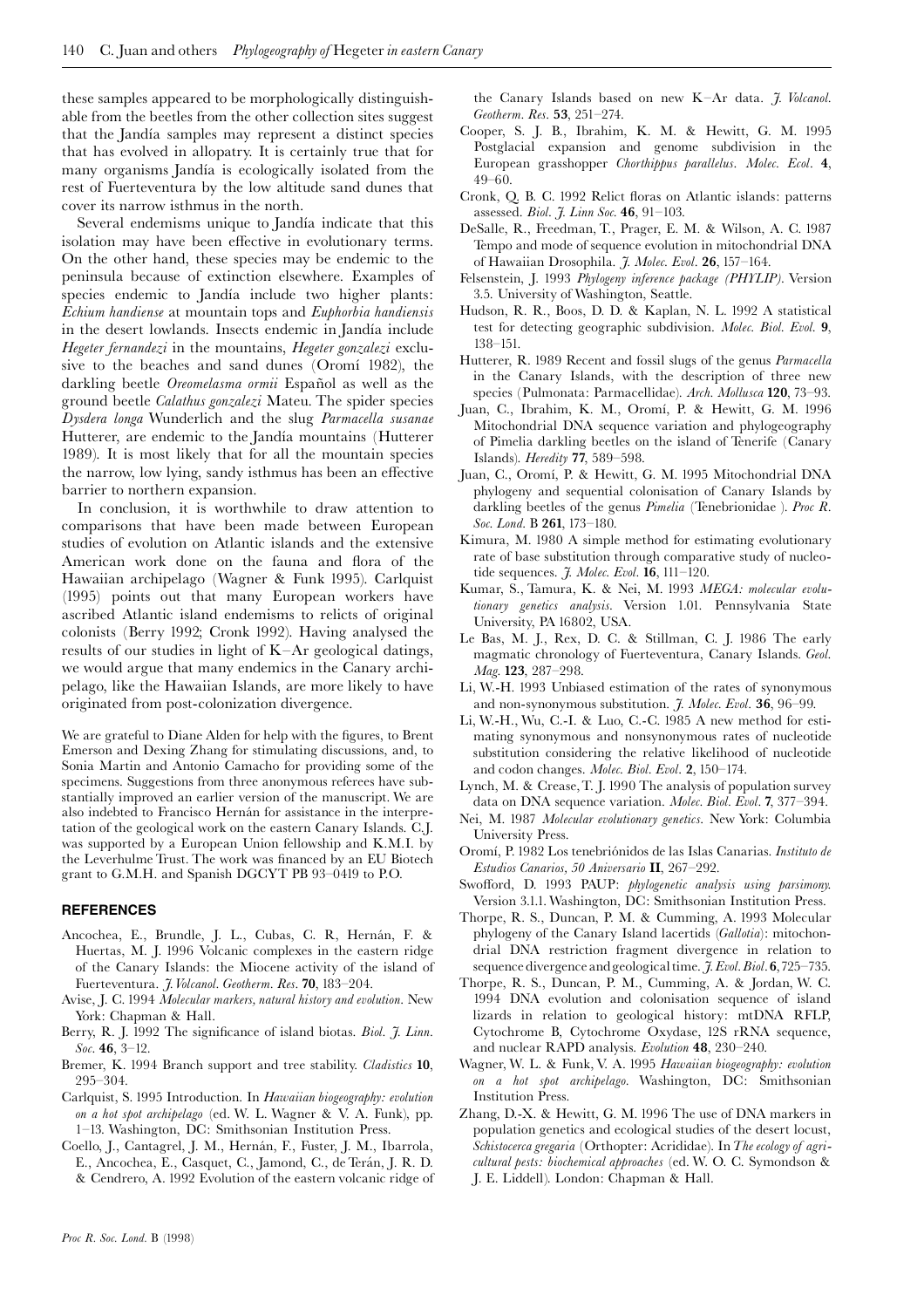these samples appeared to be morphologically distinguishable from the beetles from the other collection sites suggest that the Jandía samples may represent a distinct species that has evolved in allopatry. It is certainly true that for many organisms Jandía is ecologically isolated from the rest of Fuerteventura by the low altitude sand dunes that cover its narrow isthmus in the north.

Several endemisms unique to Jandía indicate that this isolation may have been effective in evolutionary terms. On the other hand, these species may be endemic to the peninsula because of extinction elsewhere. Examples of species endemic to Jandía include two higher plants: *Echium handiense* at mountain tops and *Euphorbia handiensis* in the desert lowlands. Insects endemic in Jandía include *Hegeter fernandezi* in the mountains, *Hegeter gonzalezi* exclusive to the beaches and sand dunes (Oromí 1982), the darkling beetle *Oreomelasma ormii* Español as well as the ground beetle *Calathus gonzalezi* Mateu. The spider species *Dysdera longa* Wunderlich and the slug *Parmacella susanae* Hutterer, are endemic to the Jandía mountains (Hutterer 1989). It is most likely that for all the mountain species the narrow, low lying, sandy isthmus has been an effective barrier to northern expansion.

In conclusion, it is worthwhile to draw attention to comparisons that have been made between European studies of evolution on Atlantic islands and the extensive American work done on the fauna and flora of the Hawaiian archipelago (Wagner & Funk 1995). Carlquist (1995) points out that many European workers have ascribed Atlantic island endemisms to relicts of original colonists (Berry 1992; Cronk 1992). Having analysed the results of our studies in light of K–Ar geological datings, we would argue that many endemics in the Canary archipelago, like the Hawaiian Islands, are more likely to have originated from post-colonization divergence.

We are grateful to Diane Alden for help with the figures, to Brent Emerson and Dexing Zhang for stimulating discussions, and, to Sonia Martin and Antonio Camacho for providing some of the specimens. Suggestions from three anonymous referees have substantially improved an earlier version of the manuscript. We are also indebted to Francisco Hernán for assistance in the interpretation of the geological work on the eastern Canary Islands. C.J. was supported by a European Union fellowship and K.M.I. by the Leverhulme Trust. The work was financed by an EU Biotech grant to G.M.H. and Spanish DGCYT PB 93–0419 to P.O.

## REFERENCES

Ancochea, E., Brundle, J. L., Cubas, C. R, Hernán, F. & Huertas, M. J. 1996 Volcanic complexes in the eastern ridge of the Canary Islands: the Miocene activity of the island of Fuerteventura. *J. Volcanol. Geotherm. Res.* **70**, 183–204.

Avise, J. C. 1994 *Molecular markers, natural history and evolution.* New York: Chapman & Hall.

Berry, R. J. 1992 The significance of island biotas. *Biol. J. Linn. Soc.* **46**, 3–12.

Bremer, K. 1994 Branch support and tree stability. *Cladistics* **10**, 295–304.

Carlquist, S. 1995 Introduction. In *Hawaiian biogeography: evolution on a hot spot archipelago* (ed. W. L. Wagner & V. A. Funk), pp. 1–13. Washington, DC: Smithsonian Institution Press.

Coello, J., Cantagrel, J. M., Hernán, F., Fuster, J. M., Ibarrola, E., Ancochea, E., Casquet, C., Jamond, C., de Terán, J. R. D. & Cendrero, A. 1992 Evolution of the eastern volcanic ridge of the Canary Islands based on new K–Ar data. *J. Volcanol. Geotherm. Res.* **53**, 251–274.

Cooper, S. J. B., Ibrahim, K. M. & Hewitt, G. M. 1995 Postglacial expansion and genome subdivision in the European grasshopper *Chorthippus parallelus*. *Molec. Ecol.* **4**, 49–60.

Cronk, Q. B. C. 1992 Relict floras on Atlantic islands: patterns assessed. *Biol. J. Linn Soc.* **46**, 91–103.

DeSalle, R., Freedman, T., Prager, E. M. & Wilson, A. C. 1987 Tempo and mode of sequence evolution in mitochondrial DNA of Hawaiian Drosophila. *J. Molec. Evol.* **26**, 157–164.

Felsenstein, J. 1993 *Phylogeny inference package (PHYLIP)*. Version 3.5. University of Washington, Seattle.

Hudson, R. R., Boos, D. D. & Kaplan, N. L. 1992 A statistical test for detecting geographic subdivision. *Molec. Biol. Evol.* **9**, 138–151.

Hutterer, R. 1989 Recent and fossil slugs of the genus *Parmacella* in the Canary Islands, with the description of three new species (Pulmonata: Parmacellidae). *Arch. Mollusca* **120**, 73–93.

Juan, C., Ibrahim, K. M., Oromí, P. & Hewitt, G. M. 1996 Mitochondrial DNA sequence variation and phylogeography of Pimelia darkling beetles on the island of Tenerife (Canary Islands). *Heredity* **77**, 589–598.

Juan, C., Oromí, P. & Hewitt, G. M. 1995 Mitochondrial DNA phylogeny and sequential colonisation of Canary Islands by darkling beetles of the genus *Pimelia* (Tenebrionidae). *Proc R. Soc. Lond.* B **261**, 173–180.

Kimura, M. 1980 A simple method for estimating evolutionary rate of base substitution through comparative study of nucleotide sequences. *J. Molec. Evol.* **16**, 111–120.

Kumar, S., Tamura, K. & Nei, M. 1993 *MEGA: molecular evolutionary genetics analysis*. Version 1.01. Pennsylvania State University, PA 16802, USA.

Le Bas, M. J., Rex, D. C. & Stillman, C. J. 1986 The early magmatic chronology of Fuerteventura, Canary Islands. *Geol. Mag.* **123**, 287–298.

Li, W.-H. 1993 Unbiased estimation of the rates of synonymous and non-synonymous substitution. *J. Molec. Evol.* **36**, 96–99.

Li, W.-H., Wu, C.-I. & Luo, C.-C. 1985 A new method for estimating synonymous and nonsynonymous rates of nucleotide substitution considering the relative likelihood of nucleotide and codon changes. *Molec. Biol. Evol.* **2**, 150–174.

Lynch, M. & Crease, T. J. 1990 The analysis of population survey data on DNA sequence variation. *Molec. Biol. Evol.* **7**, 377–394.

Nei, M. 1987 *Molecular evolutionary genetics*. New York: Columbia University Press.

Oromí, P. 1982 Los tenebriónidos de las Islas Canarias. *Instituto de Estudios Canarios, 50 Aniversario* **II**, 267–292.

Swofford, D. 1993 PAUP: *phylogenetic analysis using parsimony.* Version 3.1.1. Washington, DC: Smithsonian Institution Press.

Thorpe, R. S., Duncan, P. M. & Cumming, A. 1993 Molecular phylogeny of the Canary Island lacertids (*Gallotia*): mitochondrial DNA restriction fragment divergence in relation to sequence divergence and geological time. *J. Evol. Biol.* **6**, 725–735.

Thorpe, R. S., Duncan, P. M., Cumming, A. & Jordan, W. C. 1994 DNA evolution and colonisation sequence of island lizards in relation to geological history: mtDNA RFLP, Cytochrome B, Cytochrome Oxydase, 12S rRNA sequence, and nuclear RAPD analysis. *Evolution* **48**, 230–240.

Wagner, W. L. & Funk, V. A. 1995 *Hawaiian biogeography: evolution on a hot spot archipelago*. Washington, DC: Smithsonian Institution Press.

Zhang, D.-X. & Hewitt, G. M. 1996 The use of DNA markers in population genetics and ecological studies of the desert locust, *Schistocerca gregaria* (Orthopter: Acrididae). In *The ecology of agricultural pests: biochemical approaches* (ed. W. O. C. Symondson & J. E. Liddell). London: Chapman & Hall.